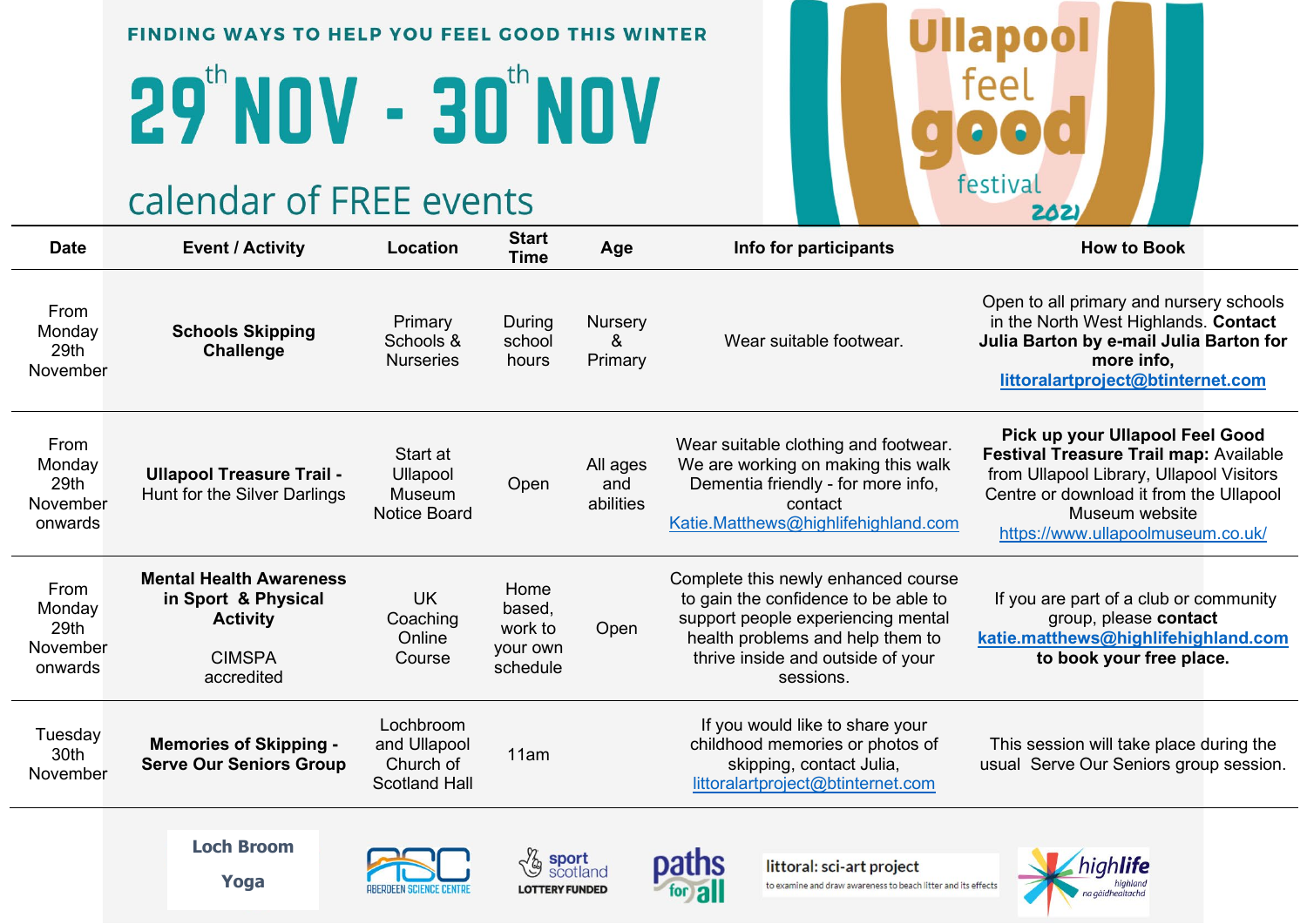FINDING WAYS TO HELP YOU FEEL GOOD THIS WINTER

# 29th NOV - 30th NOV

## calendar of FREE events

Ullapool feel good festival 2021

| Date | Event / Activity | Location | Start Time | Age | Info for participants | How to Book |
|---|---|---|---|---|---|---|
| From Monday 29th November | **Schools Skipping Challenge** | Primary Schools & Nurseries | During school hours | Nursery & Primary | Wear suitable footwear. | Open to all primary and nursery schools in the North West Highlands. **Contact Julia Barton by e-mail Julia Barton for more info,** littoralartproject@btinternet.com |
| From Monday 29th November onwards | **Ullapool Treasure Trail -** Hunt for the Silver Darlings | Start at Ullapool Museum Notice Board | Open | All ages and abilities | Wear suitable clothing and footwear. We are working on making this walk Dementia friendly - for more info, contact Katie.Matthews@highlifehighland.com | **Pick up your Ullapool Feel Good Festival Treasure Trail map:** Available from Ullapool Library, Ullapool Visitors Centre or download it from the Ullapool Museum website https://www.ullapoolmuseum.co.uk/ |
| From Monday 29th November onwards | **Mental Health Awareness in Sport & Physical Activity** CIMSPA accredited | UK Coaching Online Course | Home based, work to your own schedule | Open | Complete this newly enhanced course to gain the confidence to be able to support people experiencing mental health problems and help them to thrive inside and outside of your sessions. | If you are part of a club or community group, please **contact katie.matthews@highlifehighland.com to book your free place.** |
| Tuesday 30th November | **Memories of Skipping - Serve Our Seniors Group** | Lochbroom and Ullapool Church of Scotland Hall | 11am | | If you would like to share your childhood memories or photos of skipping, contact Julia, littoralartproject@btinternet.com | This session will take place during the usual Serve Our Seniors group session. |

Loch Broom Yoga · ASC Aberdeen Science Centre · sport scotland LOTTERY FUNDED · paths for all · littoral: sci-art project — to examine and draw awareness to beach litter and its effects · highlife highland na gàidhealtachd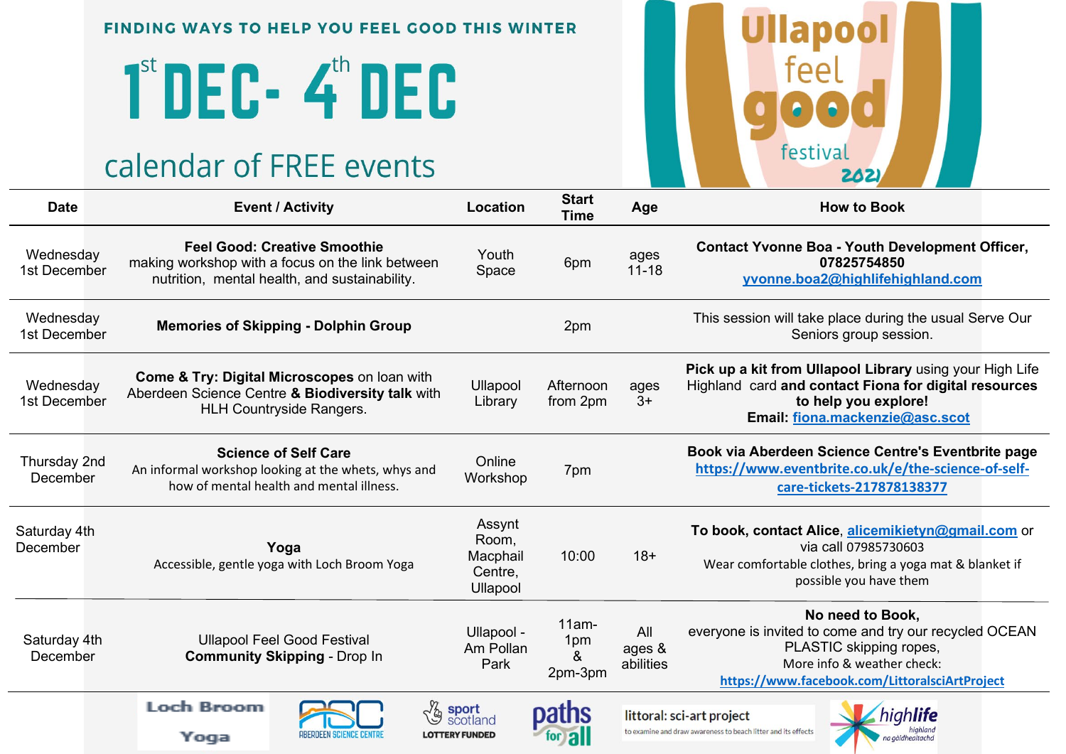FINDING WAYS TO HELP YOU FEEL GOOD THIS WINTER

# 1st DEC- 4th DEC

## calendar of FREE events

Ullapool feel good festival 2021

| Date | Event / Activity | Location | Start Time | Age | How to Book |
|---|---|---|---|---|---|
| Wednesday 1st December | **Feel Good: Creative Smoothie** making workshop with a focus on the link between nutrition, mental health, and sustainability. | Youth Space | 6pm | ages 11-18 | **Contact Yvonne Boa - Youth Development Officer, 07825754850** yvonne.boa2@highlifehighland.com |
| Wednesday 1st December | **Memories of Skipping - Dolphin Group** | | 2pm | | This session will take place during the usual Serve Our Seniors group session. |
| Wednesday 1st December | **Come & Try: Digital Microscopes** on loan with Aberdeen Science Centre **& Biodiversity talk** with HLH Countryside Rangers. | Ullapool Library | Afternoon from 2pm | ages 3+ | **Pick up a kit from Ullapool Library** using your High Life Highland card **and contact Fiona for digital resources to help you explore! Email:** fiona.mackenzie@asc.scot |
| Thursday 2nd December | **Science of Self Care** An informal workshop looking at the whets, whys and how of mental health and mental illness. | Online Workshop | 7pm | | **Book via Aberdeen Science Centre's Eventbrite page** https://www.eventbrite.co.uk/e/the-science-of-self-care-tickets-217878138377 |
| Saturday 4th December | **Yoga** Accessible, gentle yoga with Loch Broom Yoga | Assynt Room, Macphail Centre, Ullapool | 10:00 | 18+ | **To book, contact Alice**, alicemikietyn@gmail.com or via call 07985730603 Wear comfortable clothes, bring a yoga mat & blanket if possible you have them |
| Saturday 4th December | Ullapool Feel Good Festival **Community Skipping** - Drop In | Ullapool - Am Pollan Park | 11am-1pm & 2pm-3pm | All ages & abilities | **No need to Book,** everyone is invited to come and try our recycled OCEAN PLASTIC skipping ropes, More info & weather check: https://www.facebook.com/LittoralsciArtProject |

Loch Broom Yoga | Aberdeen Science Centre | sport scotland LOTTERY FUNDED | paths for all | littoral: sci-art project – to examine and draw awareness to beach litter and its effects | highlife highland na gàidhealtachd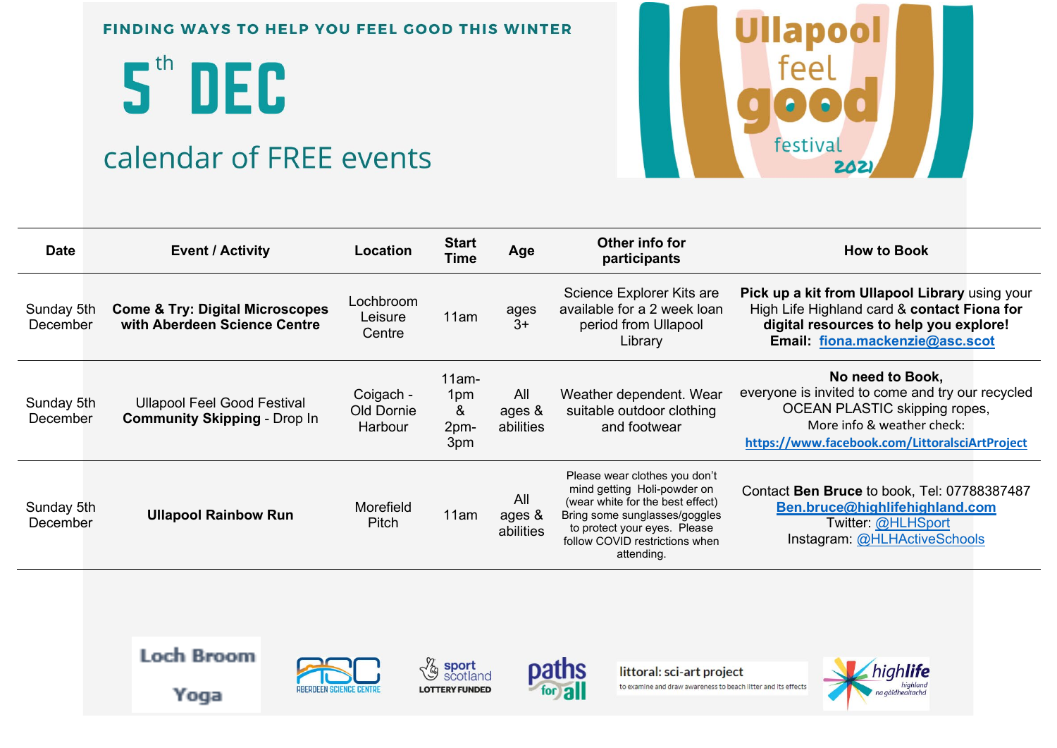FINDING WAYS TO HELP YOU FEEL GOOD THIS WINTER

# 5th DEC

## calendar of FREE events

Ullapool feel good festival 2021

| Date | Event / Activity | Location | Start Time | Age | Other info for participants | How to Book |
|---|---|---|---|---|---|---|
| Sunday 5th December | **Come & Try: Digital Microscopes with Aberdeen Science Centre** | Lochbroom Leisure Centre | 11am | ages 3+ | Science Explorer Kits are available for a 2 week loan period from Ullapool Library | **Pick up a kit from Ullapool Library** using your High Life Highland card & **contact Fiona for digital resources to help you explore! Email:** fiona.mackenzie@asc.scot |
| Sunday 5th December | Ullapool Feel Good Festival **Community Skipping** - Drop In | Coigach - Old Dornie Harbour | 11am-1pm & 2pm-3pm | All ages & abilities | Weather dependent. Wear suitable outdoor clothing and footwear | **No need to Book,** everyone is invited to come and try our recycled OCEAN PLASTIC skipping ropes, More info & weather check: https://www.facebook.com/LittoralsciArtProject |
| Sunday 5th December | **Ullapool Rainbow Run** | Morefield Pitch | 11am | All ages & abilities | Please wear clothes you don't mind getting Holi-powder on (wear white for the best effect) Bring some sunglasses/goggles to protect your eyes. Please follow COVID restrictions when attending. | Contact **Ben Bruce** to book, Tel: 07788387487 Ben.bruce@highlifehighland.com Twitter: @HLHSport Instagram: @HLHActiveSchools |

Loch Broom Yoga | Aberdeen Science Centre | sport scotland LOTTERY FUNDED | paths for all | littoral: sci-art project to examine and draw awareness to beach litter and its effects | highlife highland na gàidhealtachd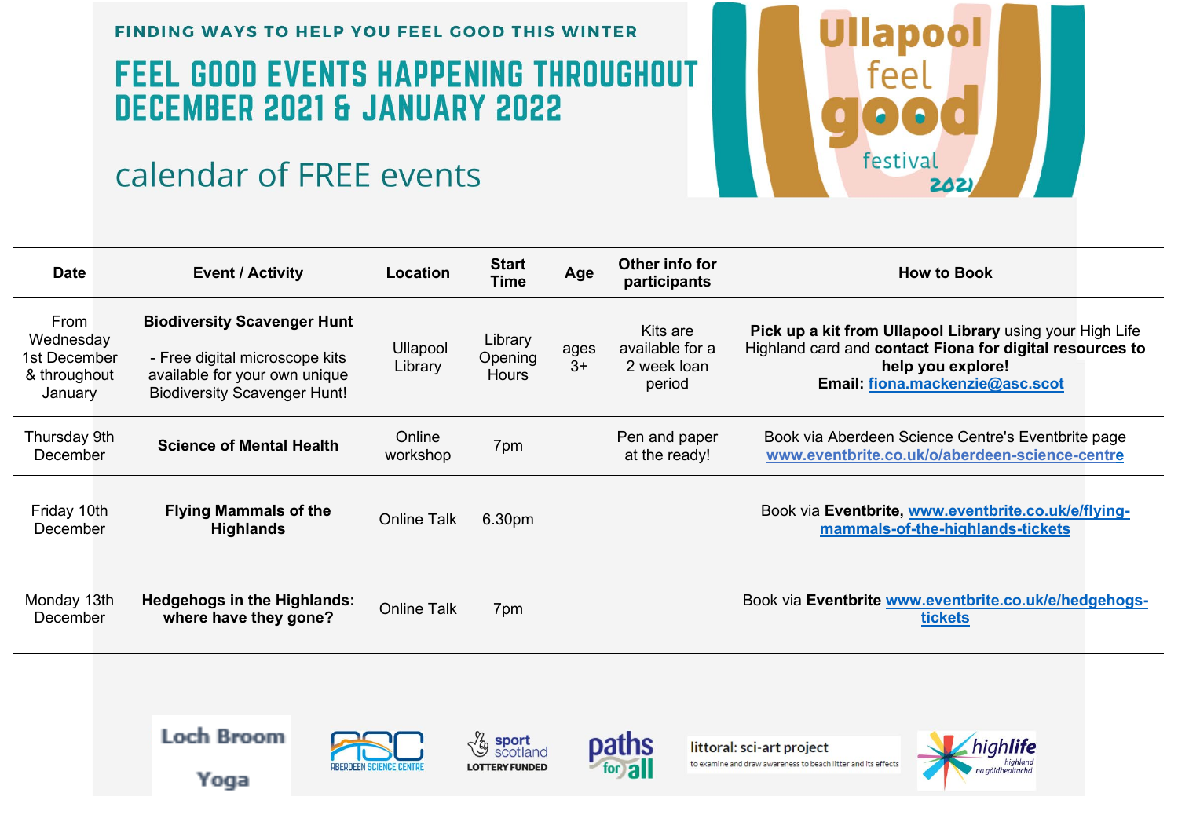FINDING WAYS TO HELP YOU FEEL GOOD THIS WINTER

# FEEL GOOD EVENTS HAPPENING THROUGHOUT DECEMBER 2021 & JANUARY 2022

## calendar of FREE events

Ullapool feel good festival 2021

| Date | Event / Activity | Location | Start Time | Age | Other info for participants | How to Book |
|---|---|---|---|---|---|---|
| From Wednesday 1st December & throughout January | **Biodiversity Scavenger Hunt**<br><br>- Free digital microscope kits available for your own unique Biodiversity Scavenger Hunt! | Ullapool Library | Library Opening Hours | ages 3+ | Kits are available for a 2 week loan period | **Pick up a kit from Ullapool Library** using your High Life Highland card and **contact Fiona for digital resources to help you explore!** **Email:** fiona.mackenzie@asc.scot |
| Thursday 9th December | **Science of Mental Health** | Online workshop | 7pm | | Pen and paper at the ready! | Book via Aberdeen Science Centre's Eventbrite page www.eventbrite.co.uk/o/aberdeen-science-centre |
| Friday 10th December | **Flying Mammals of the Highlands** | Online Talk | 6.30pm | | | Book via **Eventbrite,** www.eventbrite.co.uk/e/flying-mammals-of-the-highlands-tickets |
| Monday 13th December | **Hedgehogs in the Highlands: where have they gone?** | Online Talk | 7pm | | | Book via **Eventbrite** www.eventbrite.co.uk/e/hedgehogs-tickets |

Loch Broom Yoga

ABERDEEN SCIENCE CENTRE

sport scotland LOTTERY FUNDED

paths for all

littoral: sci-art project to examine and draw awareness to beach litter and its effects

highlife highland na gàidhealtachd